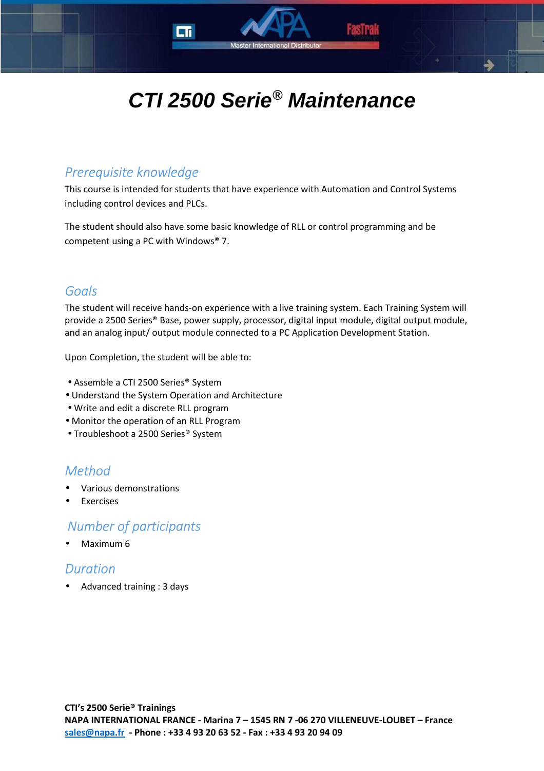# CTI 2500 Serie® Maintenance

## Prerequisite knowledge

This course is intended for students that have experience with Automation and Control Systems including control devices and PLCs.

The student should also have some basic knowledge of RLL or control programming and be competent using a PC with Windows® 7.

## Goals

The student will receive hands-on experience with a live training system. Each Training System will provide a 2500 Series® Base, power supply, processor, digital input module, digital output module, and an analog input/ output module connected to a PC Application Development Station.

Upon Completion, the student will be able to:

- Assemble a CTI 2500 Series® System
- Understand the System Operation and Architecture
- Write and edit a discrete RLL program
- Monitor the operation of an RLL Program
- Troubleshoot a 2500 Series® System

## Method

- Various demonstrations
- Exercises

## Number of participants

- Maximum 6

## Duration

- Advanced training : 3 days

**CTI's 2500 Serie® Trainings**
**NAPA INTERNATIONAL FRANCE - Marina 7 – 1545 RN 7 -06 270 VILLENEUVE-LOUBET – France**
sales@napa.fr **- Phone : +33 4 93 20 63 52 - Fax : +33 4 93 20 94 09**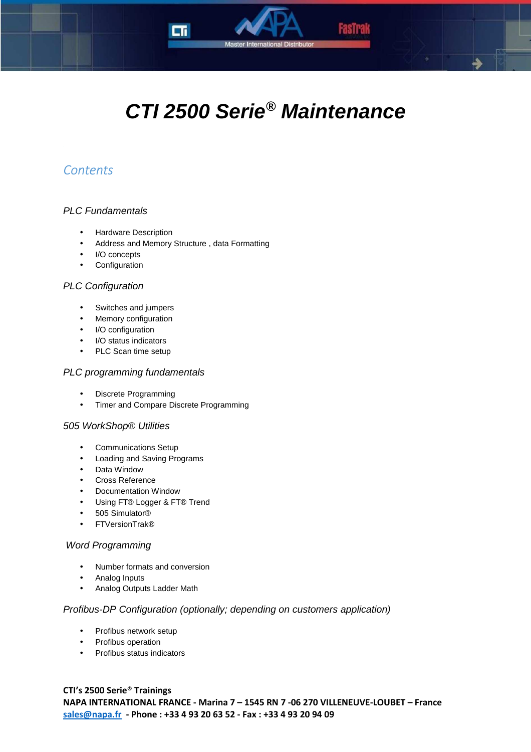# *CTI 2500 Serie® Maintenance*

## *Contents*

### *PLC Fundamentals*

- Hardware Description
- Address and Memory Structure , data Formatting
- I/O concepts
- Configuration

### *PLC Configuration*

- Switches and jumpers
- Memory configuration
- I/O configuration
- I/O status indicators
- PLC Scan time setup

### *PLC programming fundamentals*

- Discrete Programming
- Timer and Compare Discrete Programming

### *505 WorkShop® Utilities*

- Communications Setup
- Loading and Saving Programs
- Data Window
- Cross Reference
- Documentation Window
- Using FT® Logger & FT® Trend
- 505 Simulator®
- FTVersionTrak®

### *Word Programming*

- Number formats and conversion
- Analog Inputs
- Analog Outputs Ladder Math

### *Profibus-DP Configuration (optionally; depending on customers application)*

- Profibus network setup
- Profibus operation
- Profibus status indicators

**CTI's 2500 Serie® Trainings**
**NAPA INTERNATIONAL FRANCE - Marina 7 – 1545 RN 7 -06 270 VILLENEUVE-LOUBET – France**
**sales@napa.fr - Phone : +33 4 93 20 63 52 - Fax : +33 4 93 20 94 09**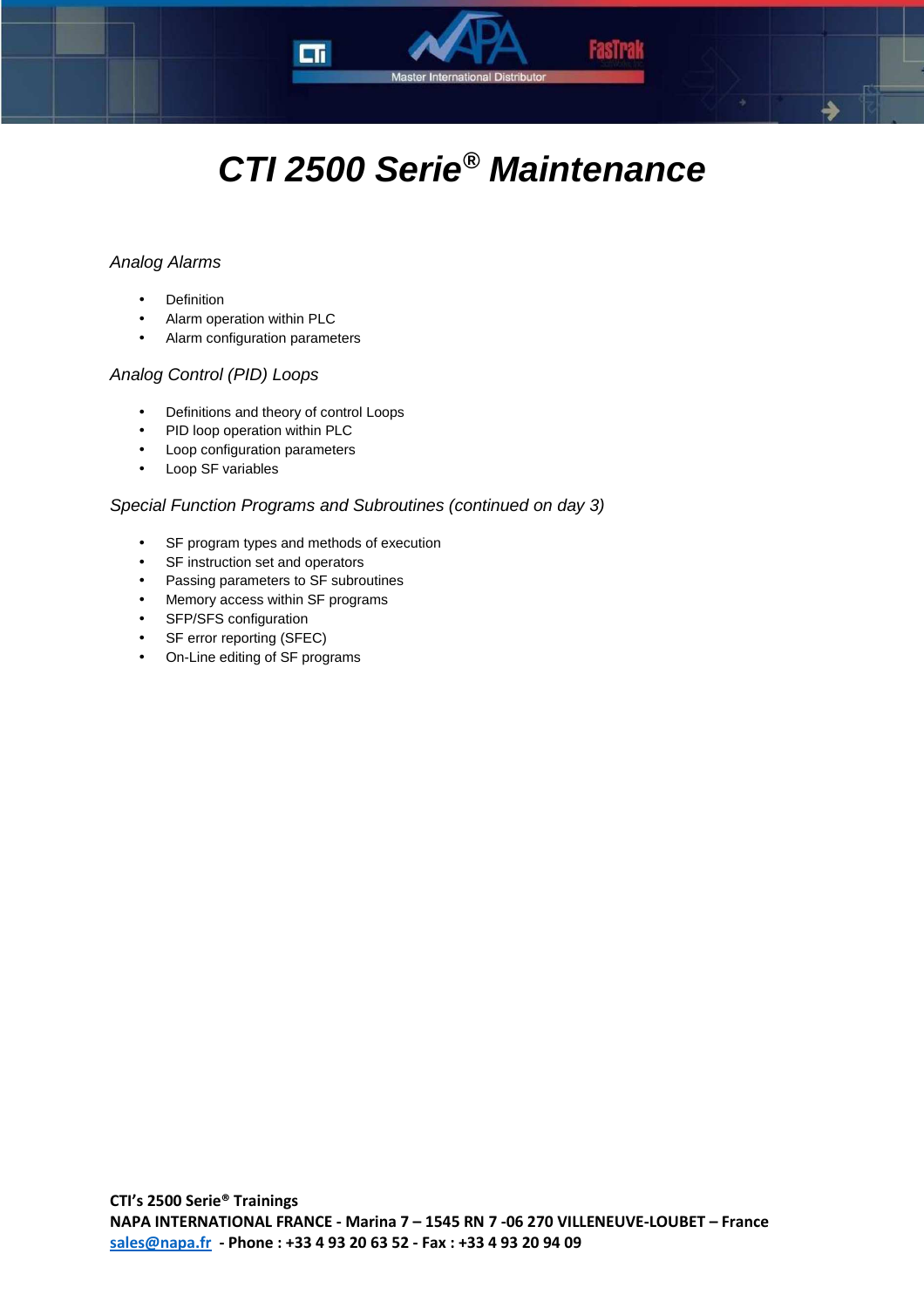# *CTI 2500 Serie® Maintenance*

*Analog Alarms*

- Definition
- Alarm operation within PLC
- Alarm configuration parameters

*Analog Control (PID) Loops*

- Definitions and theory of control Loops
- PID loop operation within PLC
- Loop configuration parameters
- Loop SF variables

*Special Function Programs and Subroutines (continued on day 3)*

- SF program types and methods of execution
- SF instruction set and operators
- Passing parameters to SF subroutines
- Memory access within SF programs
- SFP/SFS configuration
- SF error reporting (SFEC)
- On-Line editing of SF programs

**CTI's 2500 Serie® Trainings**
**NAPA INTERNATIONAL FRANCE - Marina 7 – 1545 RN 7 -06 270 VILLENEUVE-LOUBET – France**
**sales@napa.fr - Phone : +33 4 93 20 63 52 - Fax : +33 4 93 20 94 09**